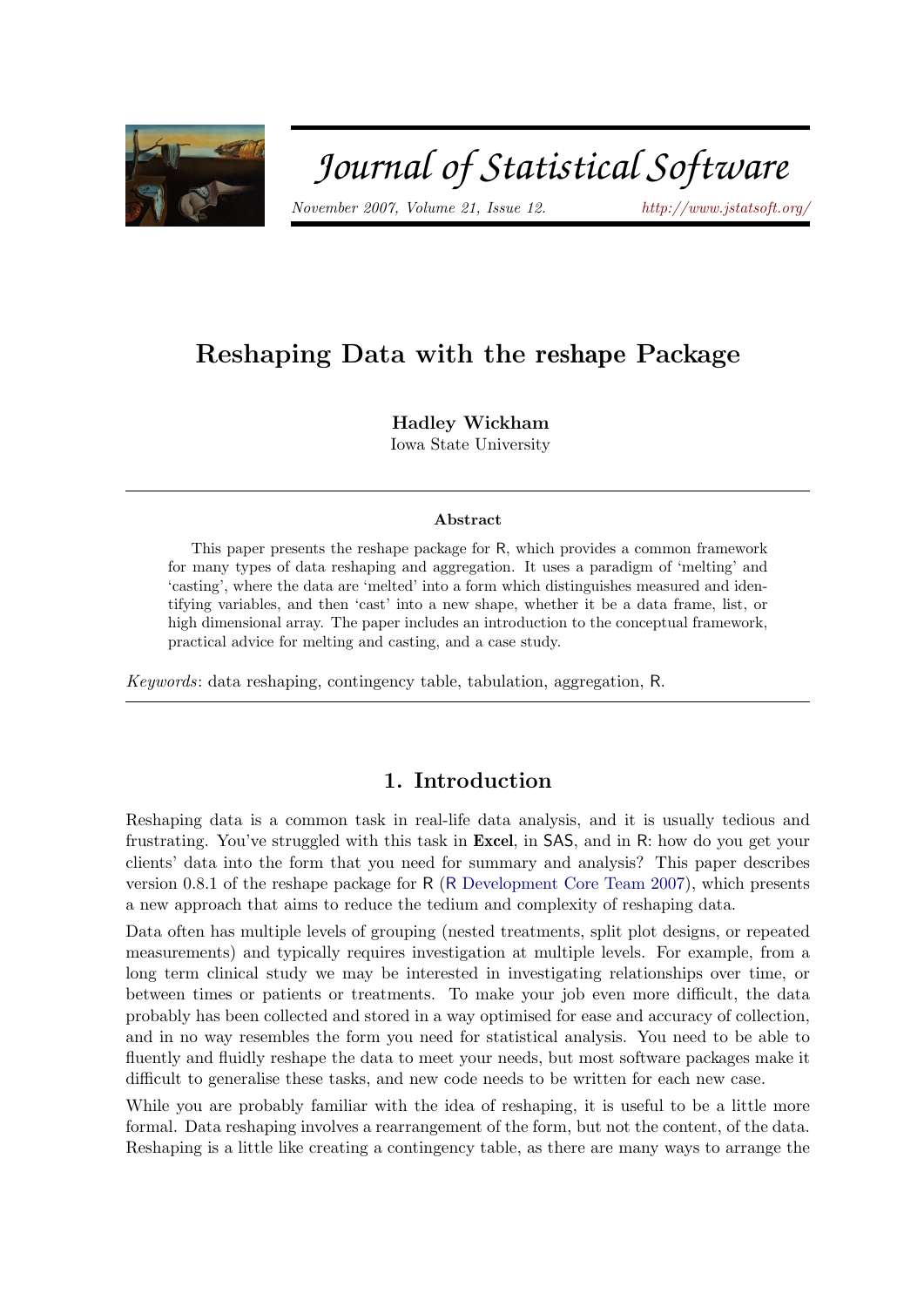# Reshaping Data with the reshape Package

**Hadley Wickham**
Iowa State University

### Abstract

This paper presents the reshape package for R, which provides a common framework for many types of data reshaping and aggregation. It uses a paradigm of 'melting' and 'casting', where the data are 'melted' into a form which distinguishes measured and identifying variables, and then 'cast' into a new shape, whether it be a data frame, list, or high dimensional array. The paper includes an introduction to the conceptual framework, practical advice for melting and casting, and a case study.

*Keywords*: data reshaping, contingency table, tabulation, aggregation, R.

## 1. Introduction

Reshaping data is a common task in real-life data analysis, and it is usually tedious and frustrating. You've struggled with this task in **Excel**, in SAS, and in R: how do you get your clients' data into the form that you need for summary and analysis? This paper describes version 0.8.1 of the reshape package for R (R Development Core Team 2007), which presents a new approach that aims to reduce the tedium and complexity of reshaping data.

Data often has multiple levels of grouping (nested treatments, split plot designs, or repeated measurements) and typically requires investigation at multiple levels. For example, from a long term clinical study we may be interested in investigating relationships over time, or between times or patients or treatments. To make your job even more difficult, the data probably has been collected and stored in a way optimised for ease and accuracy of collection, and in no way resembles the form you need for statistical analysis. You need to be able to fluently and fluidly reshape the data to meet your needs, but most software packages make it difficult to generalise these tasks, and new code needs to be written for each new case.

While you are probably familiar with the idea of reshaping, it is useful to be a little more formal. Data reshaping involves a rearrangement of the form, but not the content, of the data. Reshaping is a little like creating a contingency table, as there are many ways to arrange the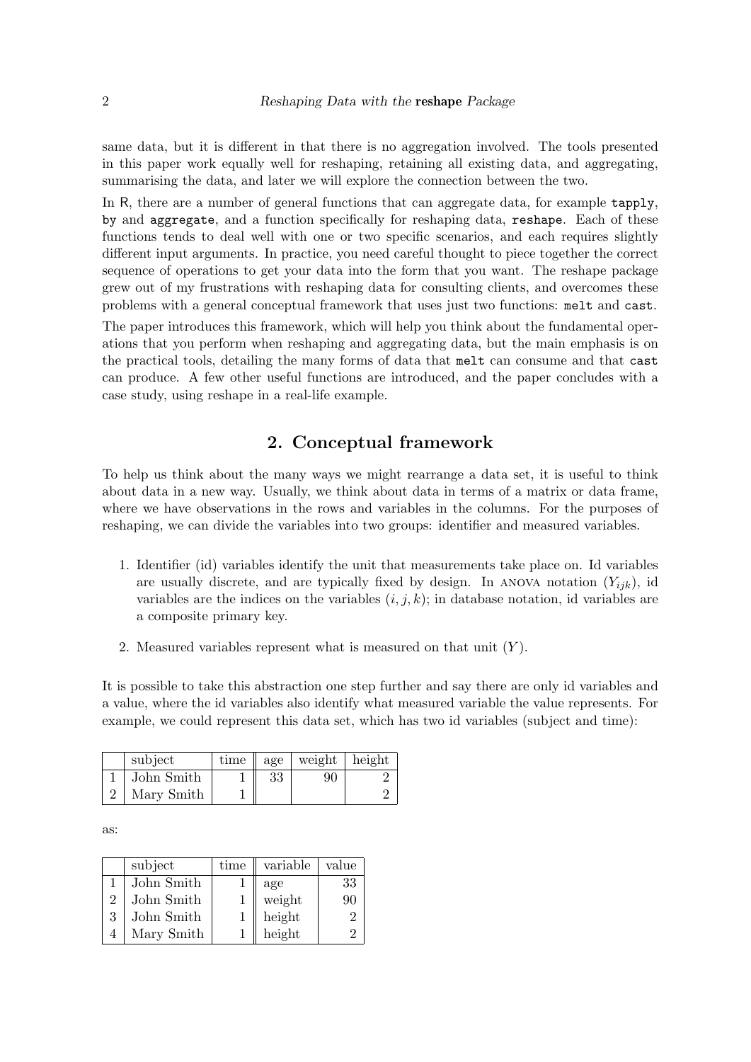same data, but it is different in that there is no aggregation involved. The tools presented in this paper work equally well for reshaping, retaining all existing data, and aggregating, summarising the data, and later we will explore the connection between the two.

In R, there are a number of general functions that can aggregate data, for example `tapply`, `by` and `aggregate`, and a function specifically for reshaping data, `reshape`. Each of these functions tends to deal well with one or two specific scenarios, and each requires slightly different input arguments. In practice, you need careful thought to piece together the correct sequence of operations to get your data into the form that you want. The reshape package grew out of my frustrations with reshaping data for consulting clients, and overcomes these problems with a general conceptual framework that uses just two functions: `melt` and `cast`.

The paper introduces this framework, which will help you think about the fundamental operations that you perform when reshaping and aggregating data, but the main emphasis is on the practical tools, detailing the many forms of data that `melt` can consume and that `cast` can produce. A few other useful functions are introduced, and the paper concludes with a case study, using reshape in a real-life example.

## 2. Conceptual framework

To help us think about the many ways we might rearrange a data set, it is useful to think about data in a new way. Usually, we think about data in terms of a matrix or data frame, where we have observations in the rows and variables in the columns. For the purposes of reshaping, we can divide the variables into two groups: identifier and measured variables.

1. Identifier (id) variables identify the unit that measurements take place on. Id variables are usually discrete, and are typically fixed by design. In ANOVA notation ($Y_{ijk}$), id variables are the indices on the variables $(i, j, k)$; in database notation, id variables are a composite primary key.

2. Measured variables represent what is measured on that unit ($Y$).

It is possible to take this abstraction one step further and say there are only id variables and a value, where the id variables also identify what measured variable the value represents. For example, we could represent this data set, which has two id variables (subject and time):

| | subject | time | age | weight | height |
|---|---|---|---|---|---|
| 1 | John Smith | 1 | 33 | 90 | 2 |
| 2 | Mary Smith | 1 | | | 2 |

as:

| | subject | time | variable | value |
|---|---|---|---|---|
| 1 | John Smith | 1 | age | 33 |
| 2 | John Smith | 1 | weight | 90 |
| 3 | John Smith | 1 | height | 2 |
| 4 | Mary Smith | 1 | height | 2 |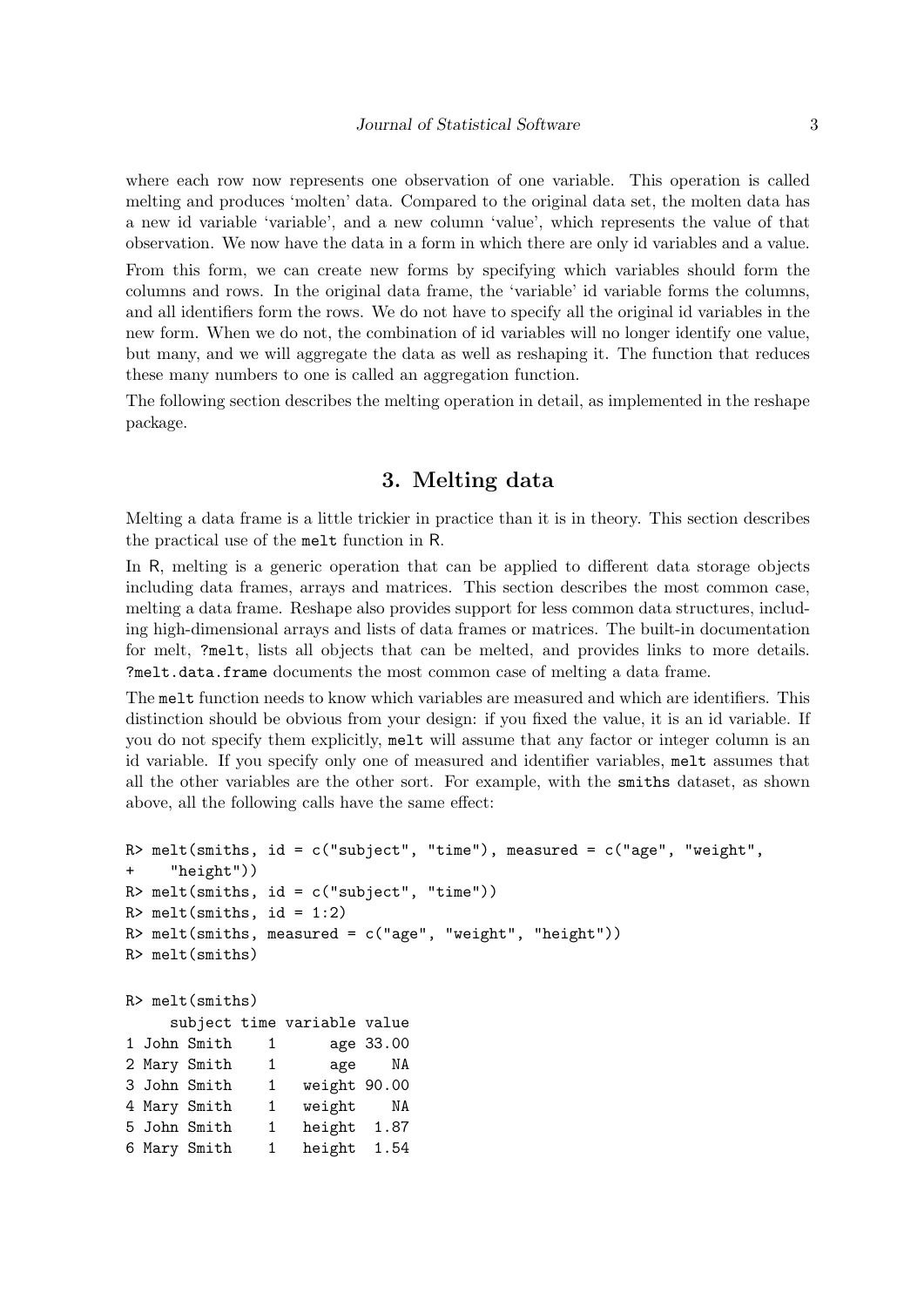where each row now represents one observation of one variable. This operation is called melting and produces 'molten' data. Compared to the original data set, the molten data has a new id variable 'variable', and a new column 'value', which represents the value of that observation. We now have the data in a form in which there are only id variables and a value.

From this form, we can create new forms by specifying which variables should form the columns and rows. In the original data frame, the 'variable' id variable forms the columns, and all identifiers form the rows. We do not have to specify all the original id variables in the new form. When we do not, the combination of id variables will no longer identify one value, but many, and we will aggregate the data as well as reshaping it. The function that reduces these many numbers to one is called an aggregation function.

The following section describes the melting operation in detail, as implemented in the reshape package.

# 3. Melting data

Melting a data frame is a little trickier in practice than it is in theory. This section describes the practical use of the `melt` function in R.

In R, melting is a generic operation that can be applied to different data storage objects including data frames, arrays and matrices. This section describes the most common case, melting a data frame. Reshape also provides support for less common data structures, including high-dimensional arrays and lists of data frames or matrices. The built-in documentation for melt, `?melt`, lists all objects that can be melted, and provides links to more details. `?melt.data.frame` documents the most common case of melting a data frame.

The `melt` function needs to know which variables are measured and which are identifiers. This distinction should be obvious from your design: if you fixed the value, it is an id variable. If you do not specify them explicitly, `melt` will assume that any factor or integer column is an id variable. If you specify only one of measured and identifier variables, `melt` assumes that all the other variables are the other sort. For example, with the `smiths` dataset, as shown above, all the following calls have the same effect:

```
R> melt(smiths, id = c("subject", "time"), measured = c("age", "weight",
+    "height"))
R> melt(smiths, id = c("subject", "time"))
R> melt(smiths, id = 1:2)
R> melt(smiths, measured = c("age", "weight", "height"))
R> melt(smiths)
```

```
R> melt(smiths)
     subject time variable value
1 John Smith    1      age 33.00
2 Mary Smith    1      age    NA
3 John Smith    1   weight 90.00
4 Mary Smith    1   weight    NA
5 John Smith    1   height  1.87
6 Mary Smith    1   height  1.54
```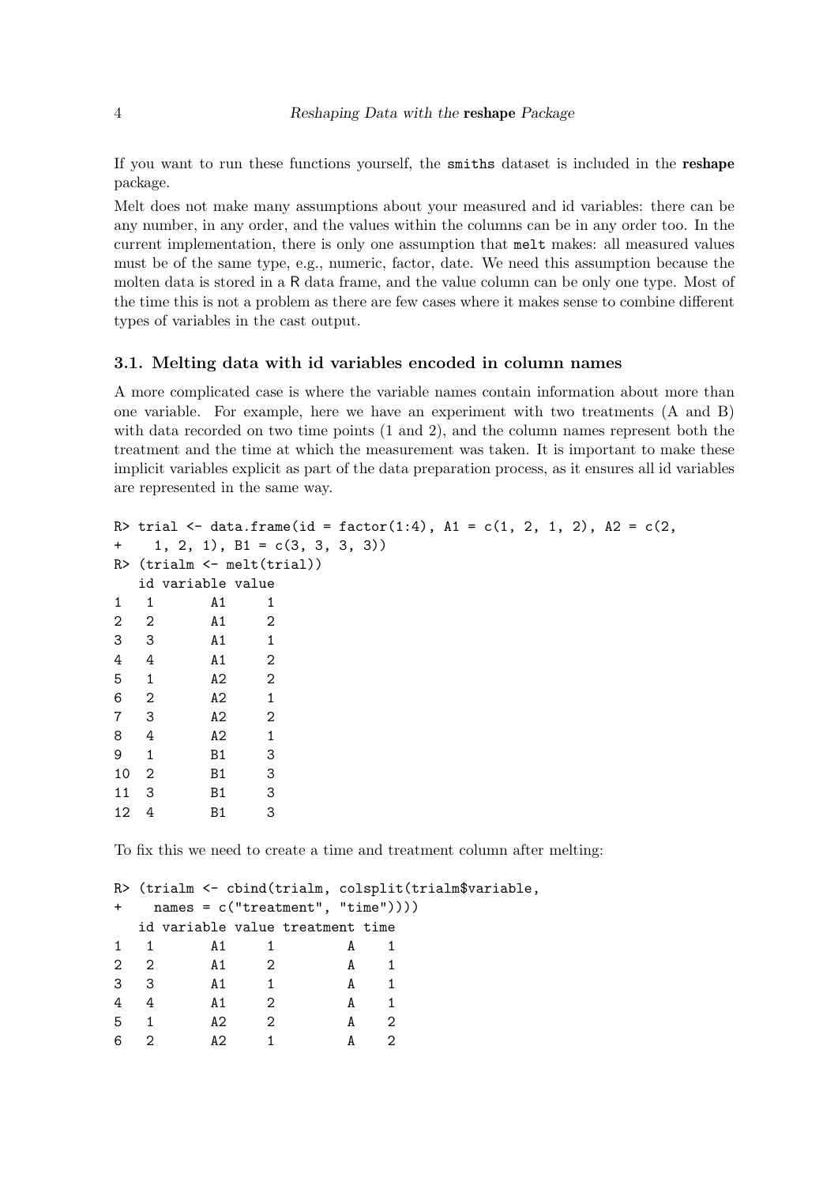If you want to run these functions yourself, the smiths dataset is included in the **reshape** package.

Melt does not make many assumptions about your measured and id variables: there can be any number, in any order, and the values within the columns can be in any order too. In the current implementation, there is only one assumption that melt makes: all measured values must be of the same type, e.g., numeric, factor, date. We need this assumption because the molten data is stored in a R data frame, and the value column can be only one type. Most of the time this is not a problem as there are few cases where it makes sense to combine different types of variables in the cast output.

### 3.1. Melting data with id variables encoded in column names

A more complicated case is where the variable names contain information about more than one variable. For example, here we have an experiment with two treatments (A and B) with data recorded on two time points (1 and 2), and the column names represent both the treatment and the time at which the measurement was taken. It is important to make these implicit variables explicit as part of the data preparation process, as it ensures all id variables are represented in the same way.

```
R> trial <- data.frame(id = factor(1:4), A1 = c(1, 2, 1, 2), A2 = c(2,
+     1, 2, 1), B1 = c(3, 3, 3, 3))
R> (trialm <- melt(trial))
   id variable value
1   1       A1     1
2   2       A1     2
3   3       A1     1
4   4       A1     2
5   1       A2     2
6   2       A2     1
7   3       A2     2
8   4       A2     1
9   1       B1     3
10  2       B1     3
11  3       B1     3
12  4       B1     3
```

To fix this we need to create a time and treatment column after melting:

```
R> (trialm <- cbind(trialm, colsplit(trialm$variable,
+     names = c("treatment", "time"))))
   id variable value treatment time
1   1       A1     1         A    1
2   2       A1     2         A    1
3   3       A1     1         A    1
4   4       A1     2         A    1
5   1       A2     2         A    2
6   2       A2     1         A    2
```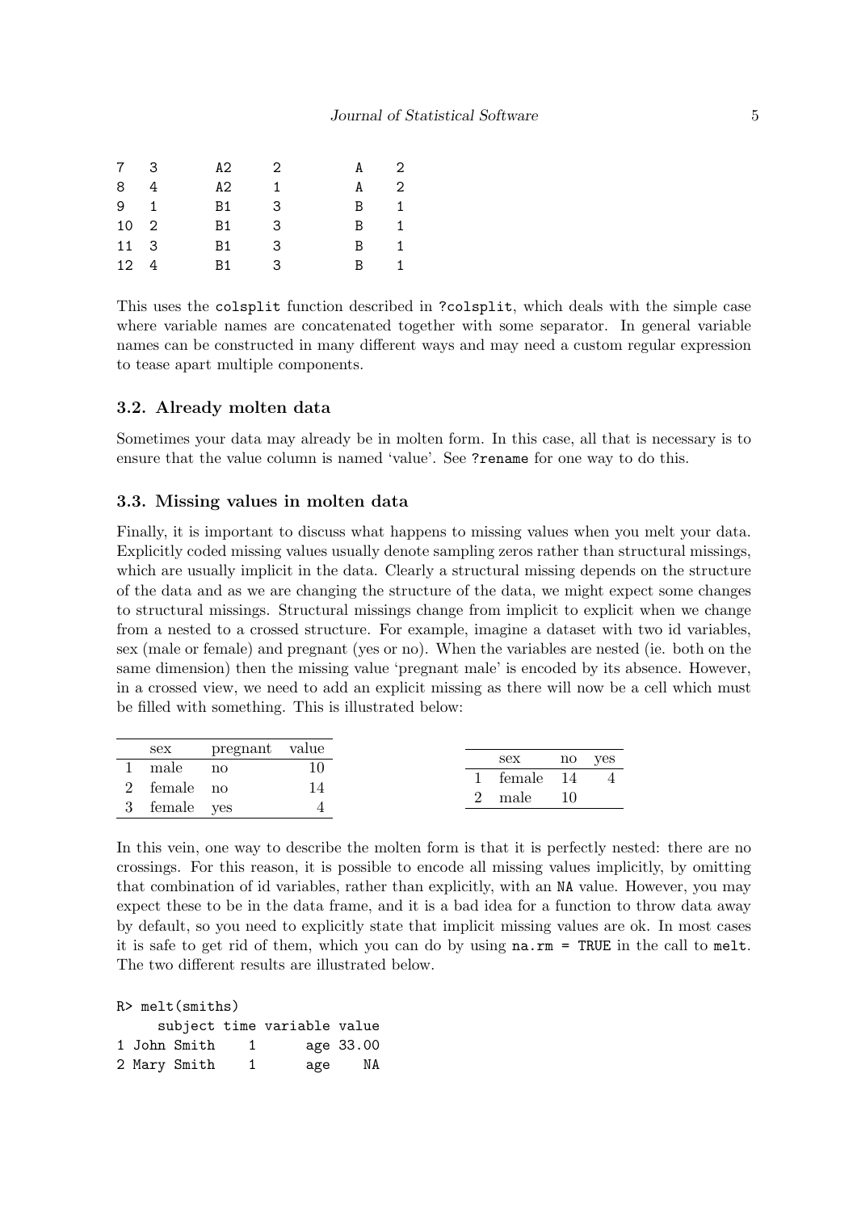```
7  3        A2     2         A    2
8  4        A2     1         A    2
9  1        B1     3         B    1
10 2        B1     3         B    1
11 3        B1     3         B    1
12 4        B1     3         B    1
```

This uses the `colsplit` function described in `?colsplit`, which deals with the simple case where variable names are concatenated together with some separator. In general variable names can be constructed in many different ways and may need a custom regular expression to tease apart multiple components.

### 3.2. Already molten data

Sometimes your data may already be in molten form. In this case, all that is necessary is to ensure that the value column is named 'value'. See `?rename` for one way to do this.

### 3.3. Missing values in molten data

Finally, it is important to discuss what happens to missing values when you melt your data. Explicitly coded missing values usually denote sampling zeros rather than structural missings, which are usually implicit in the data. Clearly a structural missing depends on the structure of the data and as we are changing the structure of the data, we might expect some changes to structural missings. Structural missings change from implicit to explicit when we change from a nested to a crossed structure. For example, imagine a dataset with two id variables, sex (male or female) and pregnant (yes or no). When the variables are nested (ie. both on the same dimension) then the missing value 'pregnant male' is encoded by its absence. However, in a crossed view, we need to add an explicit missing as there will now be a cell which must be filled with something. This is illustrated below:

| | sex | pregnant | value |
|---|---|---|---|
| 1 | male | no | 10 |
| 2 | female | no | 14 |
| 3 | female | yes | 4 |

| | sex | no | yes |
|---|---|---|---|
| 1 | female | 14 | 4 |
| 2 | male | 10 | |

In this vein, one way to describe the molten form is that it is perfectly nested: there are no crossings. For this reason, it is possible to encode all missing values implicitly, by omitting that combination of id variables, rather than explicitly, with an `NA` value. However, you may expect these to be in the data frame, and it is a bad idea for a function to throw data away by default, so you need to explicitly state that implicit missing values are ok. In most cases it is safe to get rid of them, which you can do by using `na.rm = TRUE` in the call to `melt`. The two different results are illustrated below.

```
R> melt(smiths)
     subject time variable value
1 John Smith    1      age 33.00
2 Mary Smith    1      age    NA
```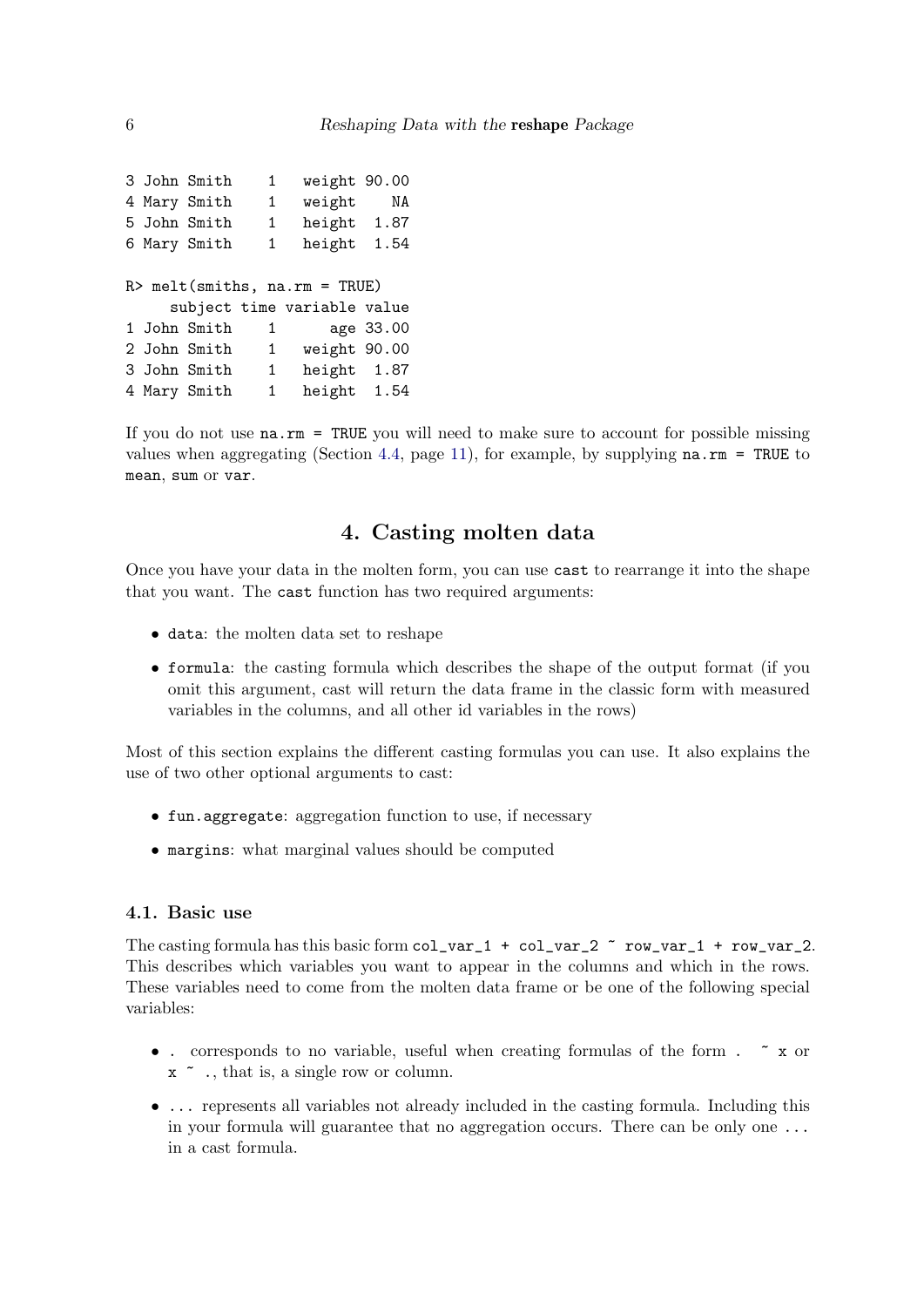```
3 John Smith    1   weight 90.00
4 Mary Smith    1   weight    NA
5 John Smith    1   height  1.87
6 Mary Smith    1   height  1.54

R> melt(smiths, na.rm = TRUE)
     subject time variable value
1 John Smith    1      age 33.00
2 John Smith    1   weight 90.00
3 John Smith    1   height  1.87
4 Mary Smith    1   height  1.54
```

If you do not use `na.rm = TRUE` you will need to make sure to account for possible missing values when aggregating (Section 4.4, page 11), for example, by supplying `na.rm = TRUE` to `mean`, `sum` or `var`.

## 4. Casting molten data

Once you have your data in the molten form, you can use `cast` to rearrange it into the shape that you want. The `cast` function has two required arguments:

- `data`: the molten data set to reshape
- `formula`: the casting formula which describes the shape of the output format (if you omit this argument, cast will return the data frame in the classic form with measured variables in the columns, and all other id variables in the rows)

Most of this section explains the different casting formulas you can use. It also explains the use of two other optional arguments to cast:

- `fun.aggregate`: aggregation function to use, if necessary
- `margins`: what marginal values should be computed

### 4.1. Basic use

The casting formula has this basic form `col_var_1 + col_var_2 ~ row_var_1 + row_var_2`. This describes which variables you want to appear in the columns and which in the rows. These variables need to come from the molten data frame or be one of the following special variables:

- `.` corresponds to no variable, useful when creating formulas of the form `. ~ x` or `x ~ .`, that is, a single row or column.
- `...` represents all variables not already included in the casting formula. Including this in your formula will guarantee that no aggregation occurs. There can be only one `...` in a cast formula.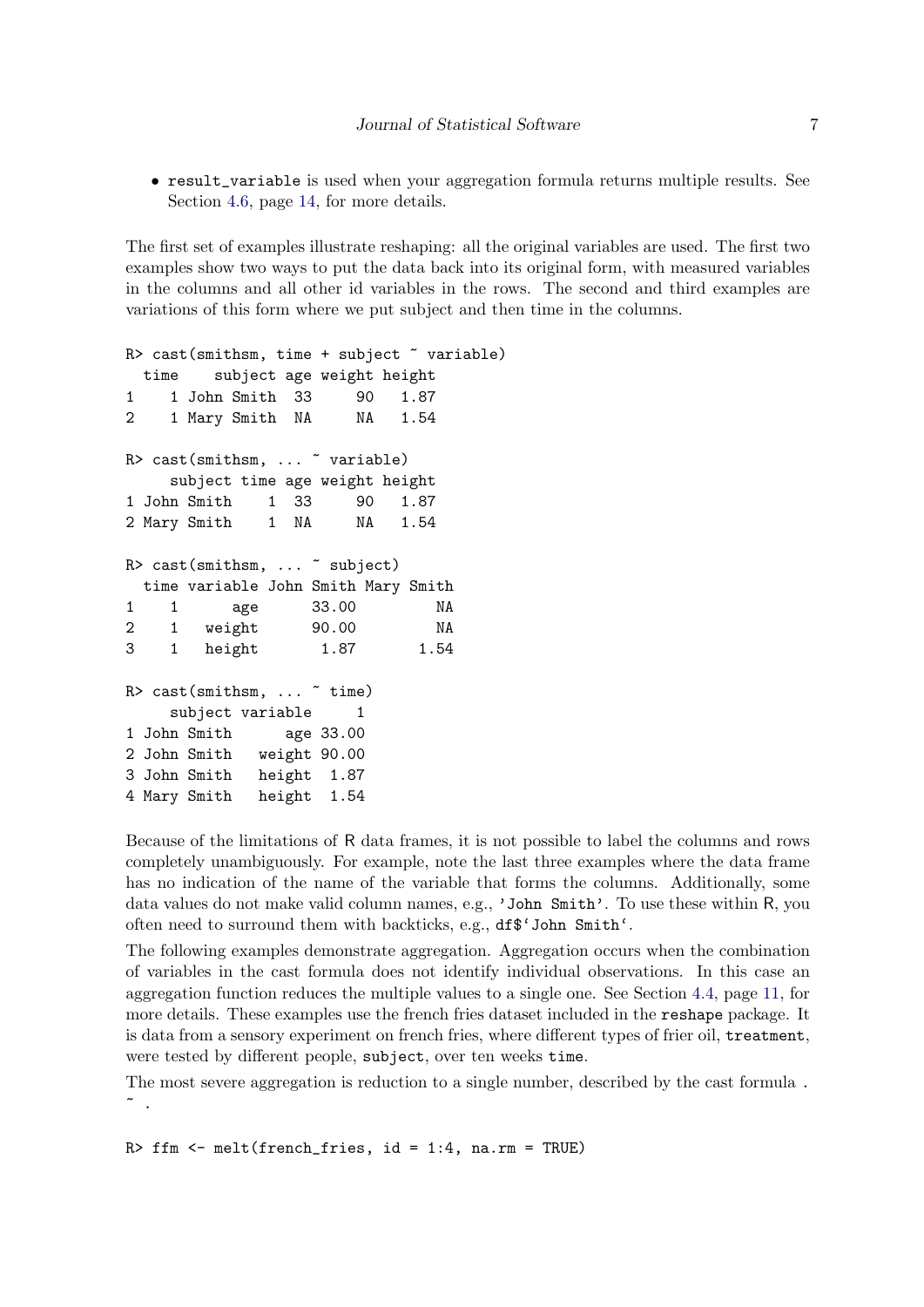- `result_variable` is used when your aggregation formula returns multiple results. See Section 4.6, page 14, for more details.

The first set of examples illustrate reshaping: all the original variables are used. The first two examples show two ways to put the data back into its original form, with measured variables in the columns and all other id variables in the rows. The second and third examples are variations of this form where we put subject and then time in the columns.

```
R> cast(smithsm, time + subject ~ variable)
  time    subject age weight height
1    1 John Smith  33     90   1.87
2    1 Mary Smith  NA     NA   1.54

R> cast(smithsm, ... ~ variable)
     subject time age weight height
1 John Smith    1  33     90   1.87
2 Mary Smith    1  NA     NA   1.54

R> cast(smithsm, ... ~ subject)
  time variable John Smith Mary Smith
1    1      age      33.00         NA
2    1   weight      90.00         NA
3    1   height       1.87       1.54

R> cast(smithsm, ... ~ time)
     subject variable     1
1 John Smith      age 33.00
2 John Smith   weight 90.00
3 John Smith   height  1.87
4 Mary Smith   height  1.54
```

Because of the limitations of R data frames, it is not possible to label the columns and rows completely unambiguously. For example, note the last three examples where the data frame has no indication of the name of the variable that forms the columns. Additionally, some data values do not make valid column names, e.g., `'John Smith'`. To use these within R, you often need to surround them with backticks, e.g., `` df$`John Smith` ``.

The following examples demonstrate aggregation. Aggregation occurs when the combination of variables in the cast formula does not identify individual observations. In this case an aggregation function reduces the multiple values to a single one. See Section 4.4, page 11, for more details. These examples use the french fries dataset included in the `reshape` package. It is data from a sensory experiment on french fries, where different types of frier oil, `treatment`, were tested by different people, `subject`, over ten weeks `time`.

The most severe aggregation is reduction to a single number, described by the cast formula `. ~ .`

```
R> ffm <- melt(french_fries, id = 1:4, na.rm = TRUE)
```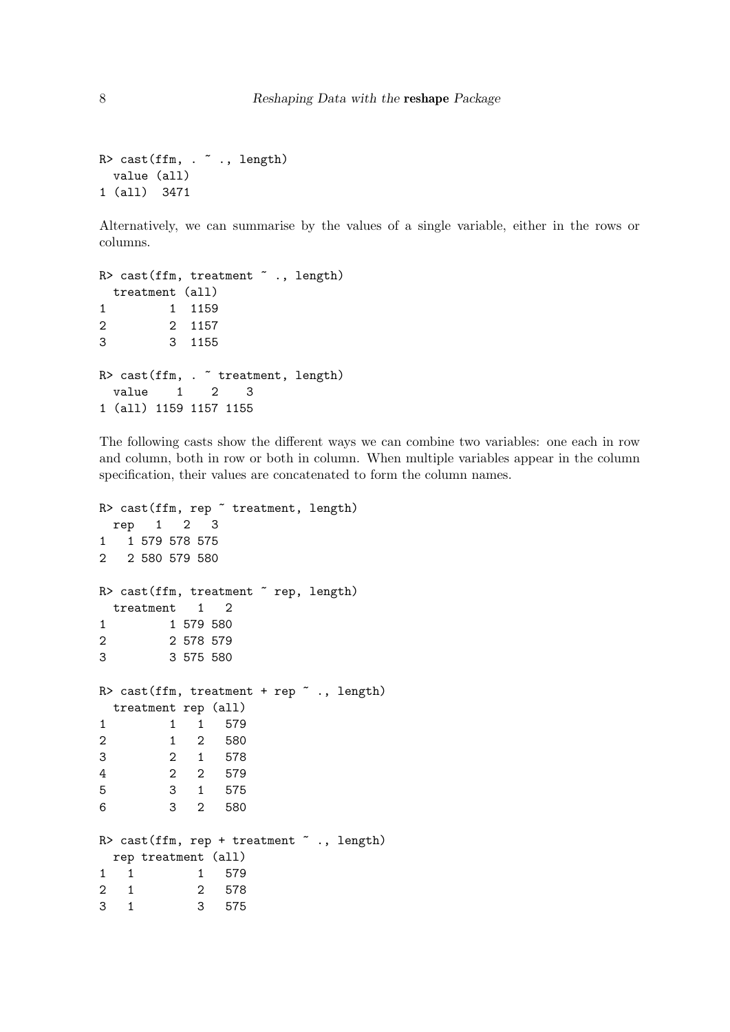```
R> cast(ffm, . ~ ., length)
  value (all)
1 (all)  3471
```

Alternatively, we can summarise by the values of a single variable, either in the rows or columns.

```
R> cast(ffm, treatment ~ ., length)
  treatment (all)
1         1  1159
2         2  1157
3         3  1155

R> cast(ffm, . ~ treatment, length)
  value    1    2    3
1 (all) 1159 1157 1155
```

The following casts show the different ways we can combine two variables: one each in row and column, both in row or both in column. When multiple variables appear in the column specification, their values are concatenated to form the column names.

```
R> cast(ffm, rep ~ treatment, length)
  rep   1   2   3
1   1 579 578 575
2   2 580 579 580

R> cast(ffm, treatment ~ rep, length)
  treatment   1   2
1         1 579 580
2         2 578 579
3         3 575 580

R> cast(ffm, treatment + rep ~ ., length)
  treatment rep (all)
1         1   1   579
2         1   2   580
3         2   1   578
4         2   2   579
5         3   1   575
6         3   2   580

R> cast(ffm, rep + treatment ~ ., length)
  rep treatment (all)
1   1         1   579
2   1         2   578
3   1         3   575
```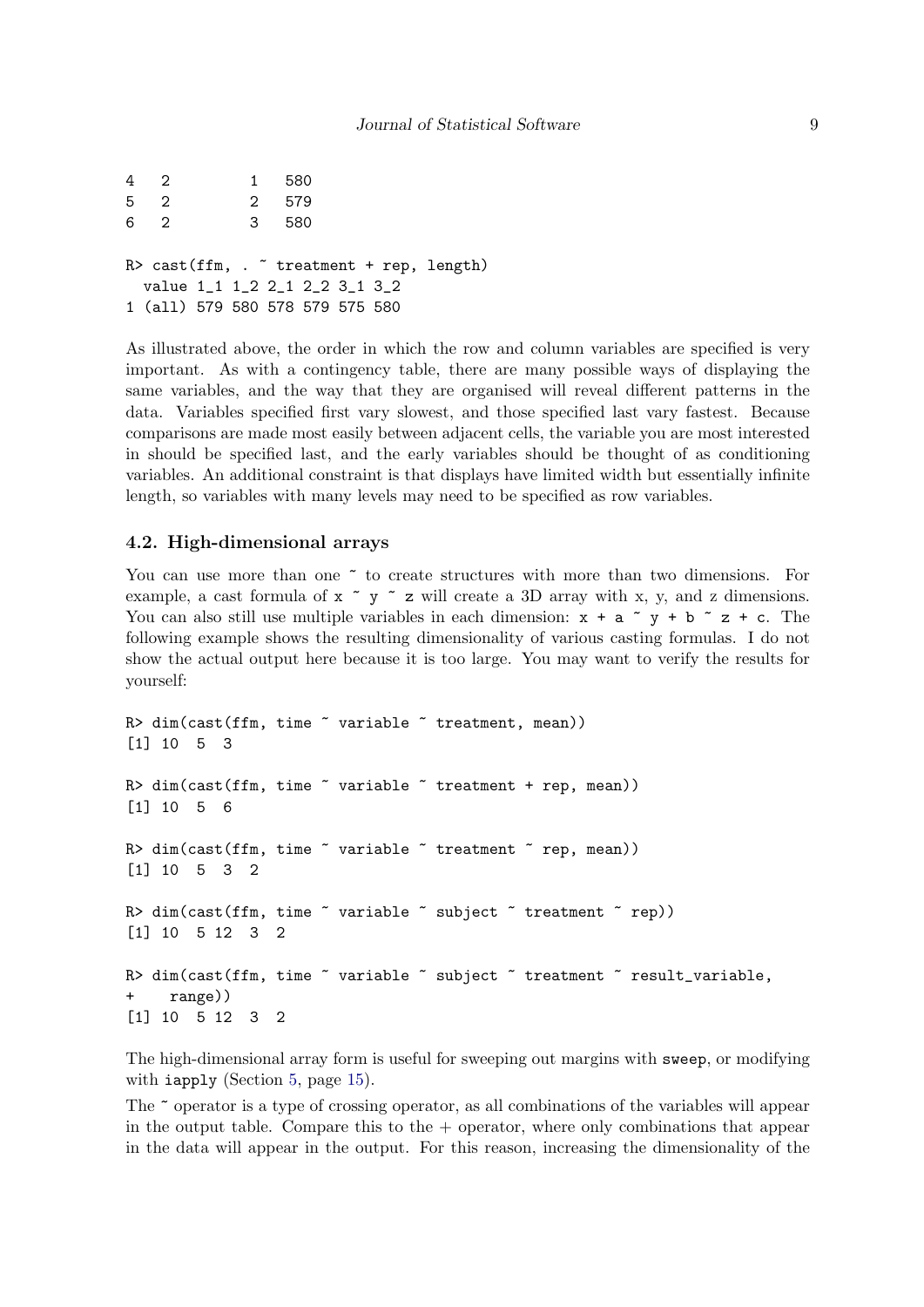```
4   2         1   580
5   2         2   579
6   2         3   580

R> cast(ffm, . ~ treatment + rep, length)
  value 1_1 1_2 2_1 2_2 3_1 3_2
1 (all) 579 580 578 579 575 580
```

As illustrated above, the order in which the row and column variables are specified is very important. As with a contingency table, there are many possible ways of displaying the same variables, and the way that they are organised will reveal different patterns in the data. Variables specified first vary slowest, and those specified last vary fastest. Because comparisons are made most easily between adjacent cells, the variable you are most interested in should be specified last, and the early variables should be thought of as conditioning variables. An additional constraint is that displays have limited width but essentially infinite length, so variables with many levels may need to be specified as row variables.

### 4.2. High-dimensional arrays

You can use more than one `~` to create structures with more than two dimensions. For example, a cast formula of `x ~ y ~ z` will create a 3D array with x, y, and z dimensions. You can also still use multiple variables in each dimension: `x + a ~ y + b ~ z + c`. The following example shows the resulting dimensionality of various casting formulas. I do not show the actual output here because it is too large. You may want to verify the results for yourself:

```
R> dim(cast(ffm, time ~ variable ~ treatment, mean))
[1] 10  5  3

R> dim(cast(ffm, time ~ variable ~ treatment + rep, mean))
[1] 10  5  6

R> dim(cast(ffm, time ~ variable ~ treatment ~ rep, mean))
[1] 10  5  3  2

R> dim(cast(ffm, time ~ variable ~ subject ~ treatment ~ rep))
[1] 10  5 12  3  2

R> dim(cast(ffm, time ~ variable ~ subject ~ treatment ~ result_variable,
+    range))
[1] 10  5 12  3  2
```

The high-dimensional array form is useful for sweeping out margins with `sweep`, or modifying with `iapply` (Section 5, page 15).

The `~` operator is a type of crossing operator, as all combinations of the variables will appear in the output table. Compare this to the + operator, where only combinations that appear in the data will appear in the output. For this reason, increasing the dimensionality of the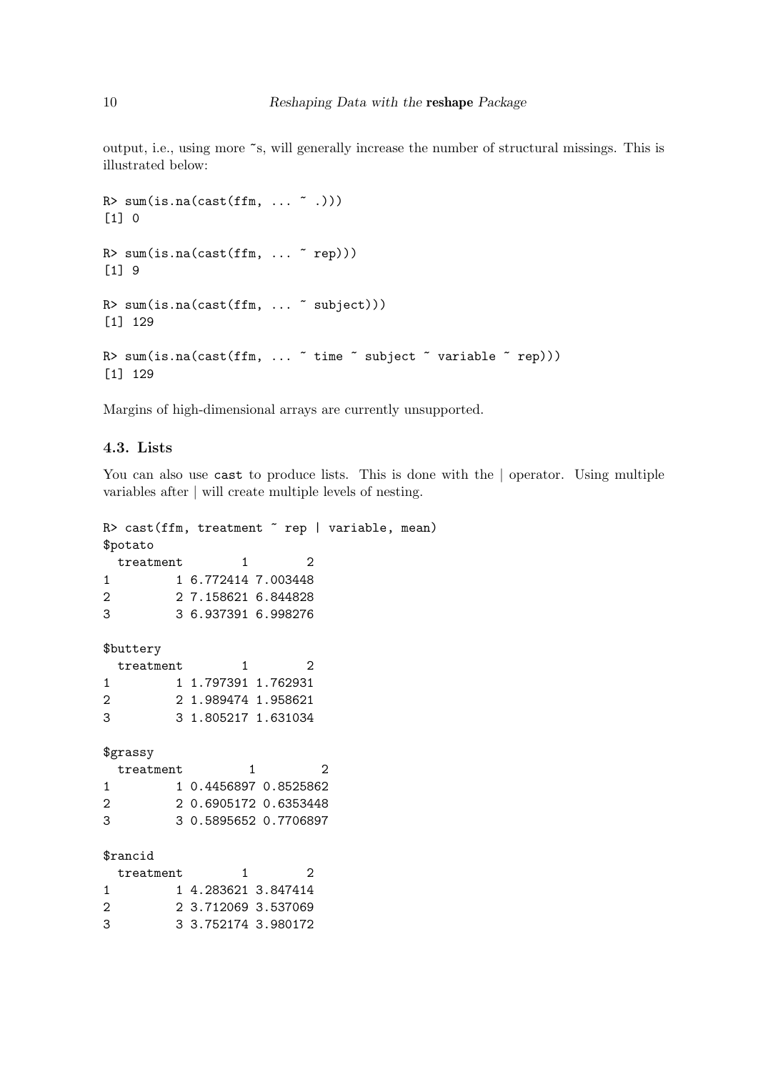output, i.e., using more ~s, will generally increase the number of structural missings. This is illustrated below:

```
R> sum(is.na(cast(ffm, ... ~ .)))
[1] 0

R> sum(is.na(cast(ffm, ... ~ rep)))
[1] 9

R> sum(is.na(cast(ffm, ... ~ subject)))
[1] 129

R> sum(is.na(cast(ffm, ... ~ time ~ subject ~ variable ~ rep)))
[1] 129
```

Margins of high-dimensional arrays are currently unsupported.

### 4.3. Lists

You can also use `cast` to produce lists. This is done with the | operator. Using multiple variables after | will create multiple levels of nesting.

```
R> cast(ffm, treatment ~ rep | variable, mean)
$potato
  treatment        1        2
1         1 6.772414 7.003448
2         2 7.158621 6.844828
3         3 6.937391 6.998276

$buttery
  treatment        1        2
1         1 1.797391 1.762931
2         2 1.989474 1.958621
3         3 1.805217 1.631034

$grassy
  treatment         1         2
1         1 0.4456897 0.8525862
2         2 0.6905172 0.6353448
3         3 0.5895652 0.7706897

$rancid
  treatment        1        2
1         1 4.283621 3.847414
2         2 3.712069 3.537069
3         3 3.752174 3.980172
```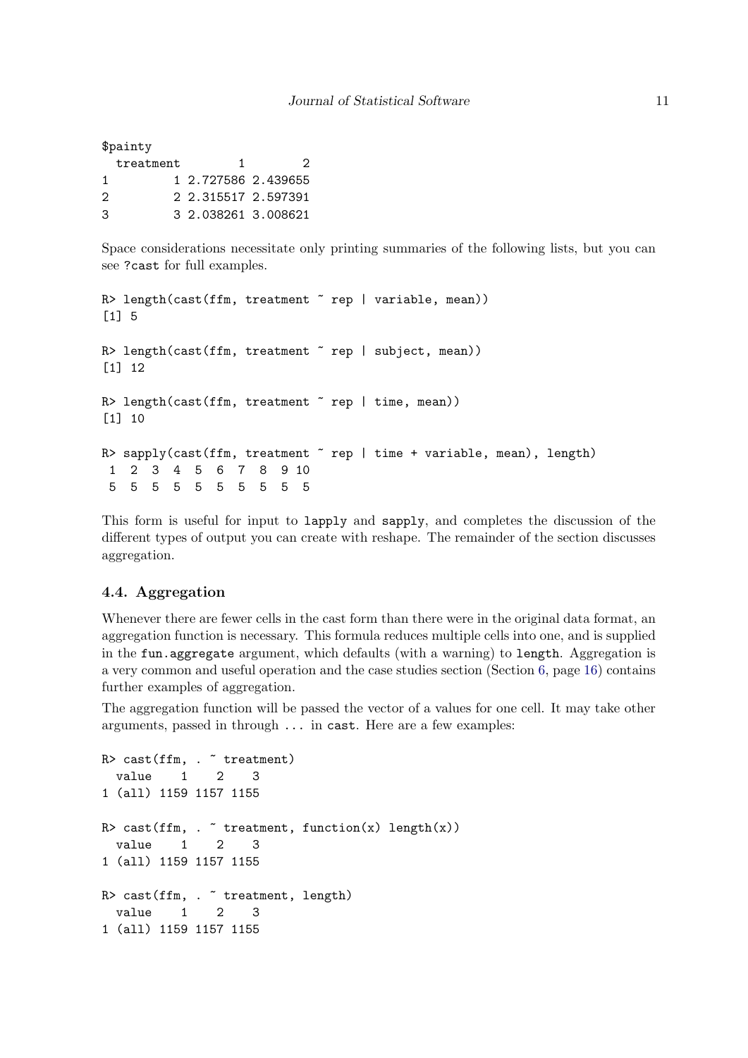```
$painty
  treatment        1        2
1         1 2.727586 2.439655
2         2 2.315517 2.597391
3         3 2.038261 3.008621
```

Space considerations necessitate only printing summaries of the following lists, but you can see ?cast for full examples.

```
R> length(cast(ffm, treatment ~ rep | variable, mean))
[1] 5

R> length(cast(ffm, treatment ~ rep | subject, mean))
[1] 12

R> length(cast(ffm, treatment ~ rep | time, mean))
[1] 10

R> sapply(cast(ffm, treatment ~ rep | time + variable, mean), length)
 1  2  3  4  5  6  7  8  9 10
 5  5  5  5  5  5  5  5  5  5
```

This form is useful for input to lapply and sapply, and completes the discussion of the different types of output you can create with reshape. The remainder of the section discusses aggregation.

### 4.4. Aggregation

Whenever there are fewer cells in the cast form than there were in the original data format, an aggregation function is necessary. This formula reduces multiple cells into one, and is supplied in the fun.aggregate argument, which defaults (with a warning) to length. Aggregation is a very common and useful operation and the case studies section (Section 6, page 16) contains further examples of aggregation.

The aggregation function will be passed the vector of a values for one cell. It may take other arguments, passed in through ... in cast. Here are a few examples:

```
R> cast(ffm, . ~ treatment)
  value    1    2    3
1 (all) 1159 1157 1155

R> cast(ffm, . ~ treatment, function(x) length(x))
  value    1    2    3
1 (all) 1159 1157 1155

R> cast(ffm, . ~ treatment, length)
  value    1    2    3
1 (all) 1159 1157 1155
```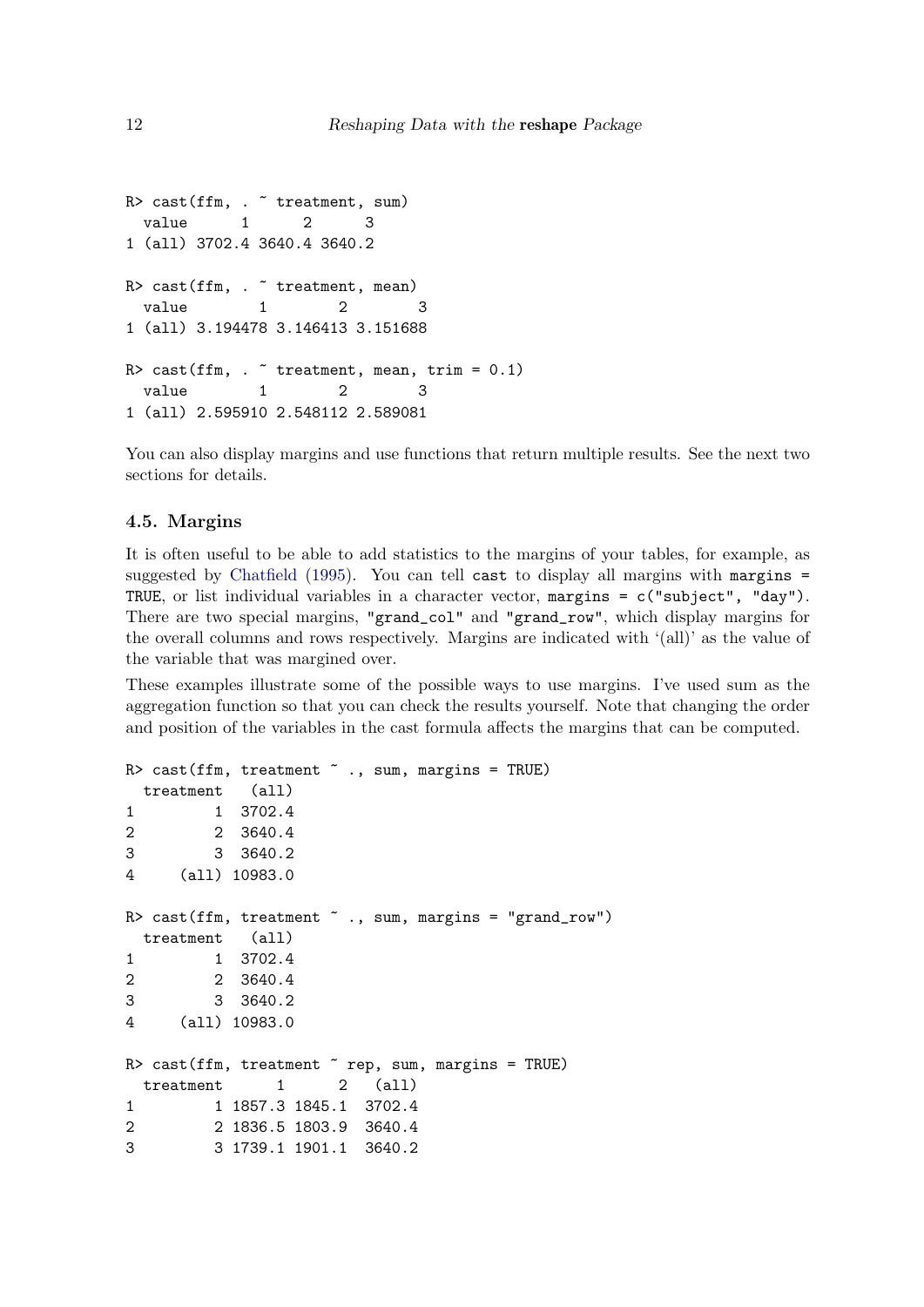```
R> cast(ffm, . ~ treatment, sum)
  value      1      2      3
1 (all) 3702.4 3640.4 3640.2

R> cast(ffm, . ~ treatment, mean)
  value        1        2        3
1 (all) 3.194478 3.146413 3.151688

R> cast(ffm, . ~ treatment, mean, trim = 0.1)
  value        1        2        3
1 (all) 2.595910 2.548112 2.589081
```

You can also display margins and use functions that return multiple results. See the next two sections for details.

### 4.5. Margins

It is often useful to be able to add statistics to the margins of your tables, for example, as suggested by Chatfield (1995). You can tell `cast` to display all margins with `margins = TRUE`, or list individual variables in a character vector, `margins = c("subject", "day")`. There are two special margins, `"grand_col"` and `"grand_row"`, which display margins for the overall columns and rows respectively. Margins are indicated with '(all)' as the value of the variable that was margined over.

These examples illustrate some of the possible ways to use margins. I've used sum as the aggregation function so that you can check the results yourself. Note that changing the order and position of the variables in the cast formula affects the margins that can be computed.

```
R> cast(ffm, treatment ~ ., sum, margins = TRUE)
  treatment   (all)
1         1  3702.4
2         2  3640.4
3         3  3640.2
4     (all) 10983.0

R> cast(ffm, treatment ~ ., sum, margins = "grand_row")
  treatment   (all)
1         1  3702.4
2         2  3640.4
3         3  3640.2
4     (all) 10983.0

R> cast(ffm, treatment ~ rep, sum, margins = TRUE)
  treatment      1      2   (all)
1         1 1857.3 1845.1  3702.4
2         2 1836.5 1803.9  3640.4
3         3 1739.1 1901.1  3640.2
```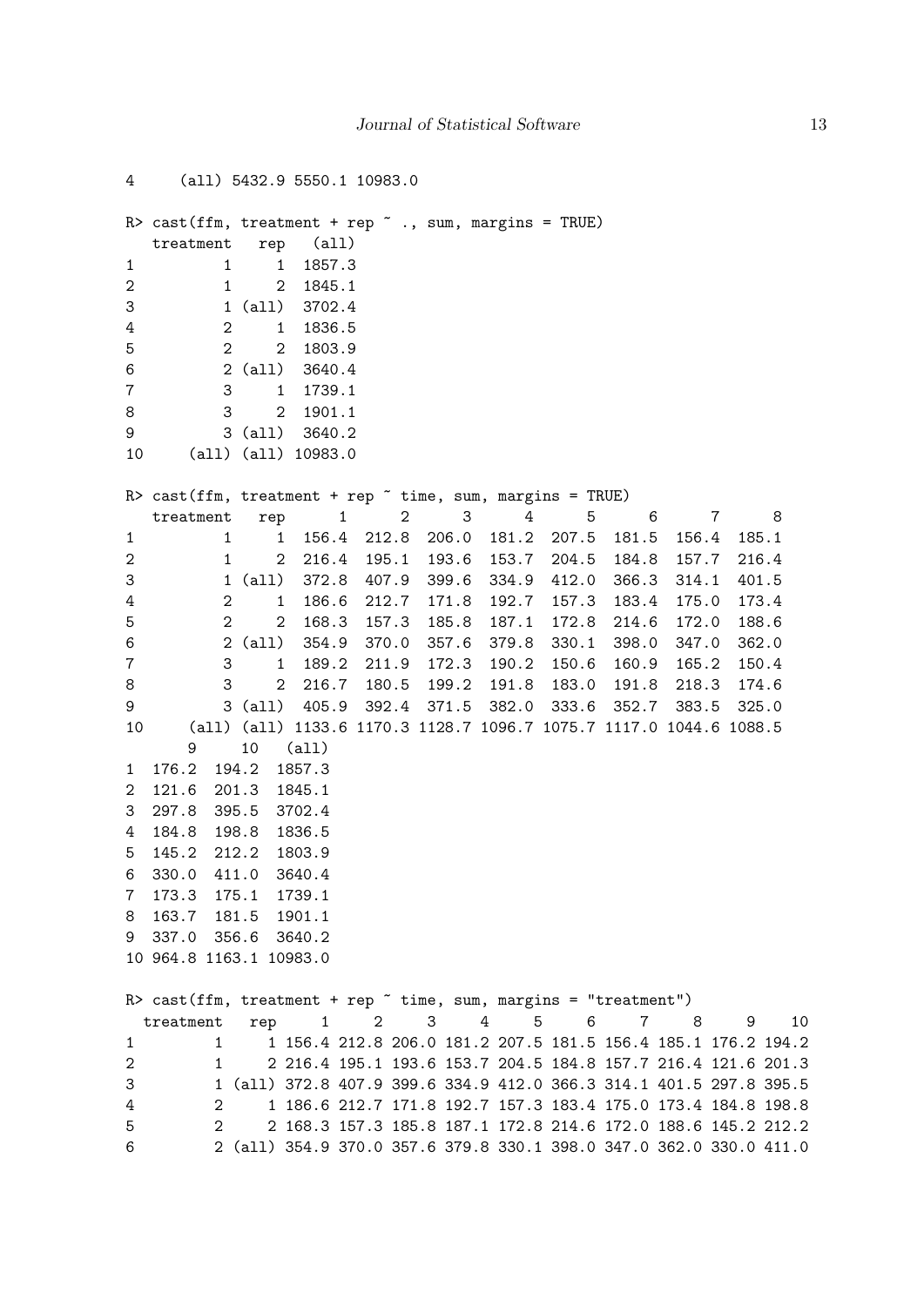```
4     (all) 5432.9 5550.1 10983.0

R> cast(ffm, treatment + rep ~ ., sum, margins = TRUE)
   treatment   rep   (all)
1          1     1  1857.3
2          1     2  1845.1
3          1 (all)  3702.4
4          2     1  1836.5
5          2     2  1803.9
6          2 (all)  3640.4
7          3     1  1739.1
8          3     2  1901.1
9          3 (all)  3640.2
10     (all) (all) 10983.0

R> cast(ffm, treatment + rep ~ time, sum, margins = TRUE)
   treatment   rep      1      2      3      4      5      6      7      8
1          1     1  156.4  212.8  206.0  181.2  207.5  181.5  156.4  185.1
2          1     2  216.4  195.1  193.6  153.7  204.5  184.8  157.7  216.4
3          1 (all)  372.8  407.9  399.6  334.9  412.0  366.3  314.1  401.5
4          2     1  186.6  212.7  171.8  192.7  157.3  183.4  175.0  173.4
5          2     2  168.3  157.3  185.8  187.1  172.8  214.6  172.0  188.6
6          2 (all)  354.9  370.0  357.6  379.8  330.1  398.0  347.0  362.0
7          3     1  189.2  211.9  172.3  190.2  150.6  160.9  165.2  150.4
8          3     2  216.7  180.5  199.2  191.8  183.0  191.8  218.3  174.6
9          3 (all)  405.9  392.4  371.5  382.0  333.6  352.7  383.5  325.0
10     (all) (all) 1133.6 1170.3 1128.7 1096.7 1075.7 1117.0 1044.6 1088.5
       9     10   (all)
1  176.2  194.2  1857.3
2  121.6  201.3  1845.1
3  297.8  395.5  3702.4
4  184.8  198.8  1836.5
5  145.2  212.2  1803.9
6  330.0  411.0  3640.4
7  173.3  175.1  1739.1
8  163.7  181.5  1901.1
9  337.0  356.6  3640.2
10 964.8 1163.1 10983.0

R> cast(ffm, treatment + rep ~ time, sum, margins = "treatment")
  treatment   rep     1     2     3     4     5     6     7     8     9    10
1         1     1 156.4 212.8 206.0 181.2 207.5 181.5 156.4 185.1 176.2 194.2
2         1     2 216.4 195.1 193.6 153.7 204.5 184.8 157.7 216.4 121.6 201.3
3         1 (all) 372.8 407.9 399.6 334.9 412.0 366.3 314.1 401.5 297.8 395.5
4         2     1 186.6 212.7 171.8 192.7 157.3 183.4 175.0 173.4 184.8 198.8
5         2     2 168.3 157.3 185.8 187.1 172.8 214.6 172.0 188.6 145.2 212.2
6         2 (all) 354.9 370.0 357.6 379.8 330.1 398.0 347.0 362.0 330.0 411.0
```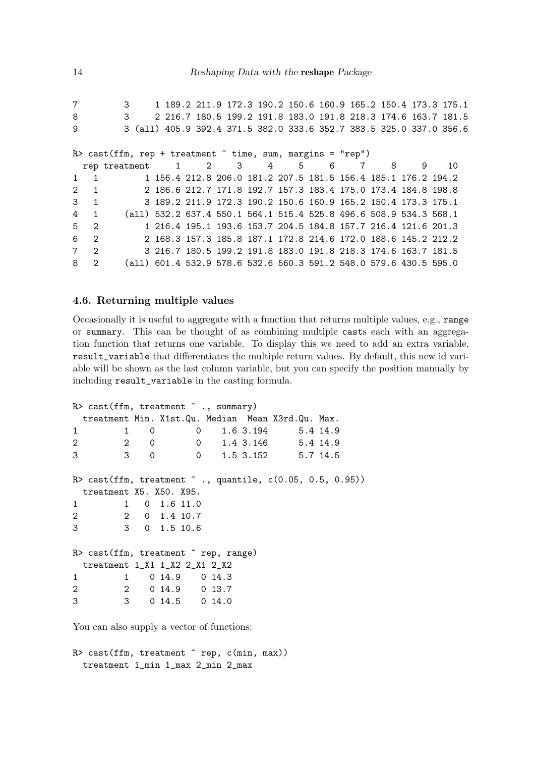```
7         3     1 189.2 211.9 172.3 190.2 150.6 160.9 165.2 150.4 173.3 175.1
8         3     2 216.7 180.5 199.2 191.8 183.0 191.8 218.3 174.6 163.7 181.5
9         3 (all) 405.9 392.4 371.5 382.0 333.6 352.7 383.5 325.0 337.0 356.6

R> cast(ffm, rep + treatment ~ time, sum, margins = "rep")
  rep treatment     1     2     3     4     5     6     7     8     9    10
1   1         1 156.4 212.8 206.0 181.2 207.5 181.5 156.4 185.1 176.2 194.2
2   1         2 186.6 212.7 171.8 192.7 157.3 183.4 175.0 173.4 184.8 198.8
3   1         3 189.2 211.9 172.3 190.2 150.6 160.9 165.2 150.4 173.3 175.1
4   1     (all) 532.2 637.4 550.1 564.1 515.4 525.8 496.6 508.9 534.3 568.1
5   2         1 216.4 195.1 193.6 153.7 204.5 184.8 157.7 216.4 121.6 201.3
6   2         2 168.3 157.3 185.8 187.1 172.8 214.6 172.0 188.6 145.2 212.2
7   2         3 216.7 180.5 199.2 191.8 183.0 191.8 218.3 174.6 163.7 181.5
8   2     (all) 601.4 532.9 578.6 532.6 560.3 591.2 548.0 579.6 430.5 595.0
```

### 4.6. Returning multiple values

Occasionally it is useful to aggregate with a function that returns multiple values, e.g., range or summary. This can be thought of as combining multiple casts each with an aggregation function that returns one variable. To display this we need to add an extra variable, result_variable that differentiates the multiple return values. By default, this new id variable will be shown as the last column variable, but you can specify the position manually by including result_variable in the casting formula.

```
R> cast(ffm, treatment ~ ., summary)
  treatment Min. X1st.Qu. Median  Mean X3rd.Qu. Max.
1         1    0        0    1.6 3.194      5.4 14.9
2         2    0        0    1.4 3.146      5.4 14.9
3         3    0        0    1.5 3.152      5.7 14.5

R> cast(ffm, treatment ~ ., quantile, c(0.05, 0.5, 0.95))
  treatment X5. X50. X95.
1         1   0  1.6 11.0
2         2   0  1.4 10.7
3         3   0  1.5 10.6

R> cast(ffm, treatment ~ rep, range)
  treatment 1_X1 1_X2 2_X1 2_X2
1         1    0 14.9    0 14.3
2         2    0 14.9    0 13.7
3         3    0 14.5    0 14.0
```

You can also supply a vector of functions:

```
R> cast(ffm, treatment ~ rep, c(min, max))
  treatment 1_min 1_max 2_min 2_max
```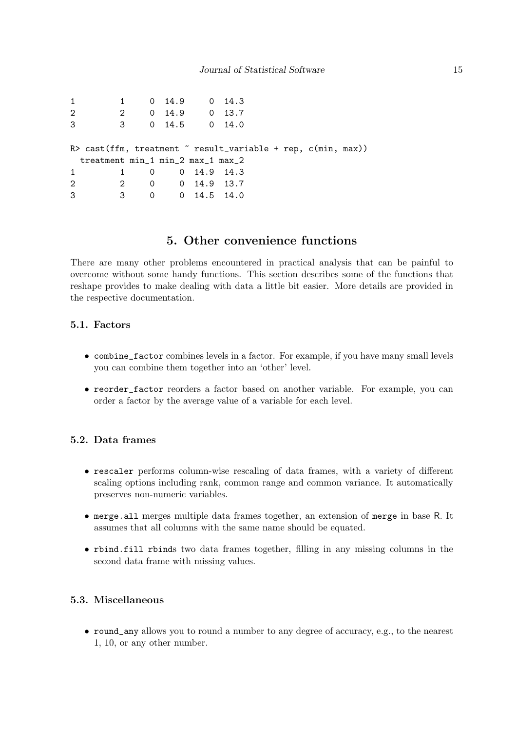```
1         1     0  14.9     0  14.3
2         2     0  14.9     0  13.7
3         3     0  14.5     0  14.0

R> cast(ffm, treatment ~ result_variable + rep, c(min, max))
  treatment min_1 min_2 max_1 max_2
1         1     0     0  14.9  14.3
2         2     0     0  14.9  13.7
3         3     0     0  14.5  14.0
```

# 5. Other convenience functions

There are many other problems encountered in practical analysis that can be painful to overcome without some handy functions. This section describes some of the functions that reshape provides to make dealing with data a little bit easier. More details are provided in the respective documentation.

## 5.1. Factors

- `combine_factor` combines levels in a factor. For example, if you have many small levels you can combine them together into an 'other' level.
- `reorder_factor` reorders a factor based on another variable. For example, you can order a factor by the average value of a variable for each level.

## 5.2. Data frames

- `rescaler` performs column-wise rescaling of data frames, with a variety of different scaling options including rank, common range and common variance. It automatically preserves non-numeric variables.
- `merge.all` merges multiple data frames together, an extension of `merge` in base R. It assumes that all columns with the same name should be equated.
- `rbind.fill` `rbind`s two data frames together, filling in any missing columns in the second data frame with missing values.

## 5.3. Miscellaneous

- `round_any` allows you to round a number to any degree of accuracy, e.g., to the nearest 1, 10, or any other number.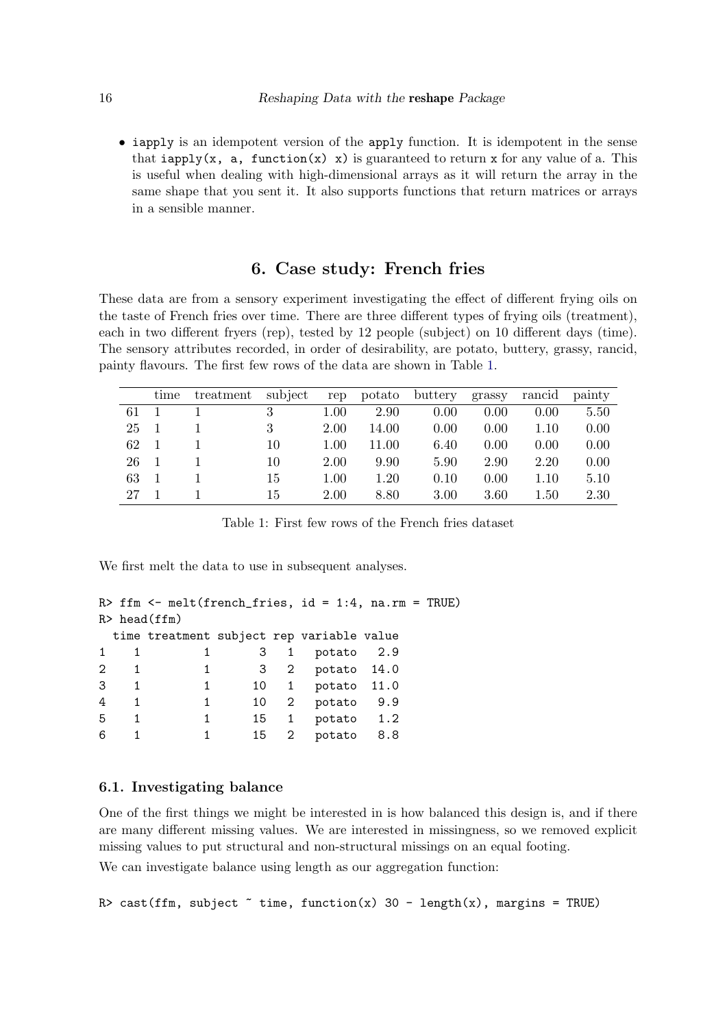- `iapply` is an idempotent version of the `apply` function. It is idempotent in the sense that `iapply(x, a, function(x) x)` is guaranteed to return `x` for any value of a. This is useful when dealing with high-dimensional arrays as it will return the array in the same shape that you sent it. It also supports functions that return matrices or arrays in a sensible manner.

## 6. Case study: French fries

These data are from a sensory experiment investigating the effect of different frying oils on the taste of French fries over time. There are three different types of frying oils (treatment), each in two different fryers (rep), tested by 12 people (subject) on 10 different days (time). The sensory attributes recorded, in order of desirability, are potato, buttery, grassy, rancid, painty flavours. The first few rows of the data are shown in Table 1.

| | time | treatment | subject | rep | potato | buttery | grassy | rancid | painty |
|---|---|---|---|---|---|---|---|---|---|
| 61 | 1 | 1 | 3 | 1.00 | 2.90 | 0.00 | 0.00 | 0.00 | 5.50 |
| 25 | 1 | 1 | 3 | 2.00 | 14.00 | 0.00 | 0.00 | 1.10 | 0.00 |
| 62 | 1 | 1 | 10 | 1.00 | 11.00 | 6.40 | 0.00 | 0.00 | 0.00 |
| 26 | 1 | 1 | 10 | 2.00 | 9.90 | 5.90 | 2.90 | 2.20 | 0.00 |
| 63 | 1 | 1 | 15 | 1.00 | 1.20 | 0.10 | 0.00 | 1.10 | 5.10 |
| 27 | 1 | 1 | 15 | 2.00 | 8.80 | 3.00 | 3.60 | 1.50 | 2.30 |

Table 1: First few rows of the French fries dataset

We first melt the data to use in subsequent analyses.

```
R> ffm <- melt(french_fries, id = 1:4, na.rm = TRUE)
R> head(ffm)
  time treatment subject rep variable value
1    1         1       3   1   potato   2.9
2    1         1       3   2   potato  14.0
3    1         1      10   1   potato  11.0
4    1         1      10   2   potato   9.9
5    1         1      15   1   potato   1.2
6    1         1      15   2   potato   8.8
```

### 6.1. Investigating balance

One of the first things we might be interested in is how balanced this design is, and if there are many different missing values. We are interested in missingness, so we removed explicit missing values to put structural and non-structural missings on an equal footing.

We can investigate balance using length as our aggregation function:

```
R> cast(ffm, subject ~ time, function(x) 30 - length(x), margins = TRUE)
```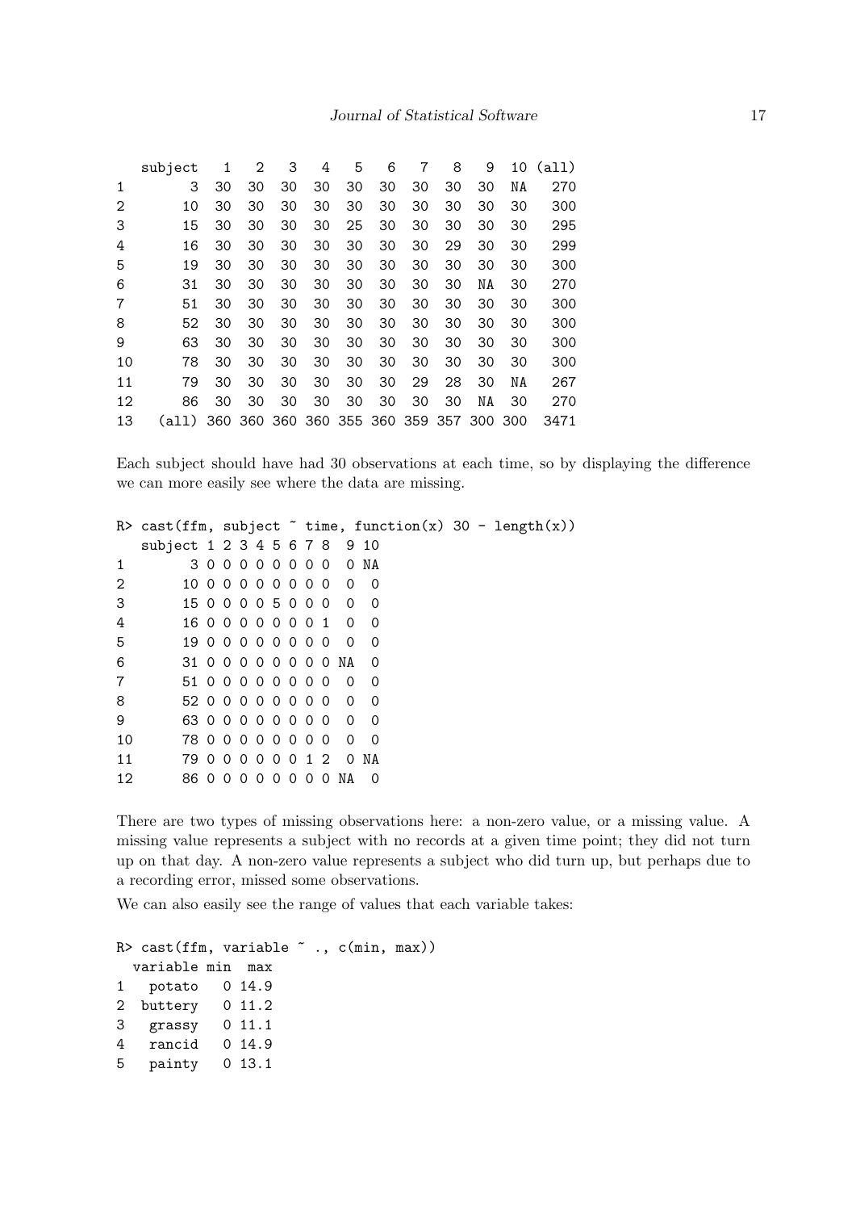```
   subject   1   2   3   4   5   6   7   8   9  10 (all)
1        3  30  30  30  30  30  30  30  30  30  NA   270
2       10  30  30  30  30  30  30  30  30  30  30   300
3       15  30  30  30  30  25  30  30  30  30  30   295
4       16  30  30  30  30  30  30  30  29  30  30   299
5       19  30  30  30  30  30  30  30  30  30  30   300
6       31  30  30  30  30  30  30  30  30  NA  30   270
7       51  30  30  30  30  30  30  30  30  30  30   300
8       52  30  30  30  30  30  30  30  30  30  30   300
9       63  30  30  30  30  30  30  30  30  30  30   300
10      78  30  30  30  30  30  30  30  30  30  30   300
11      79  30  30  30  30  30  30  29  28  30  NA   267
12      86  30  30  30  30  30  30  30  30  NA  30   270
13   (all) 360 360 360 360 355 360 359 357 300 300  3471
```

Each subject should have had 30 observations at each time, so by displaying the difference we can more easily see where the data are missing.

```
R> cast(ffm, subject ~ time, function(x) 30 - length(x))
   subject 1 2 3 4 5 6 7 8  9 10
1        3 0 0 0 0 0 0 0 0  0 NA
2       10 0 0 0 0 0 0 0 0  0  0
3       15 0 0 0 0 5 0 0 0  0  0
4       16 0 0 0 0 0 0 0 1  0  0
5       19 0 0 0 0 0 0 0 0  0  0
6       31 0 0 0 0 0 0 0 0 NA  0
7       51 0 0 0 0 0 0 0 0  0  0
8       52 0 0 0 0 0 0 0 0  0  0
9       63 0 0 0 0 0 0 0 0  0  0
10      78 0 0 0 0 0 0 0 0  0  0
11      79 0 0 0 0 0 0 1 2  0 NA
12      86 0 0 0 0 0 0 0 0 NA  0
```

There are two types of missing observations here: a non-zero value, or a missing value. A missing value represents a subject with no records at a given time point; they did not turn up on that day. A non-zero value represents a subject who did turn up, but perhaps due to a recording error, missed some observations.

We can also easily see the range of values that each variable takes:

```
R> cast(ffm, variable ~ ., c(min, max))
  variable min  max
1   potato   0 14.9
2  buttery   0 11.2
3   grassy   0 11.1
4   rancid   0 14.9
5   painty   0 13.1
```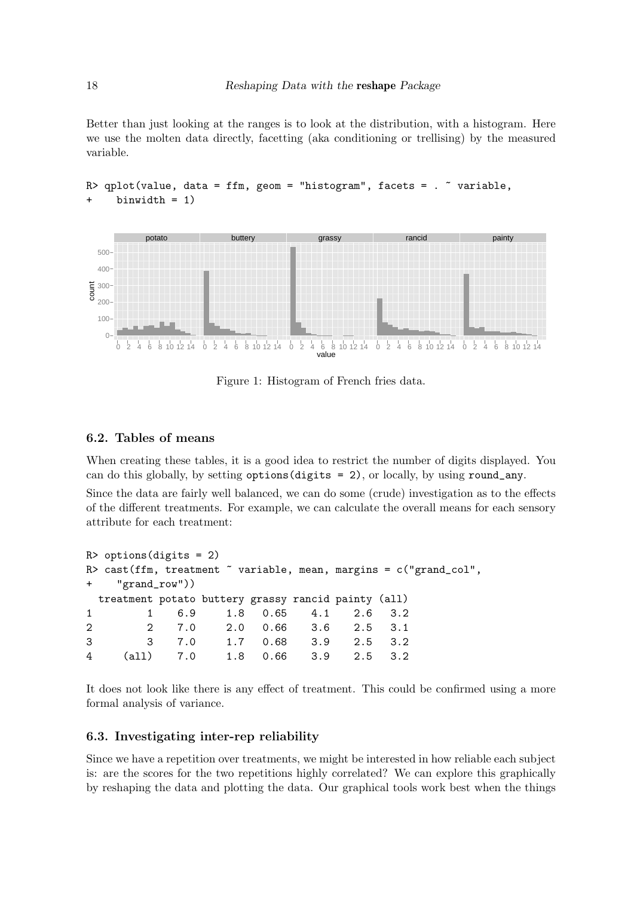Better than just looking at the ranges is to look at the distribution, with a histogram. Here we use the molten data directly, facetting (aka conditioning or trellising) by the measured variable.

```
R> qplot(value, data = ffm, geom = "histogram", facets = . ~ variable,
+    binwidth = 1)
```

Figure 1: Histogram of French fries data.

### 6.2. Tables of means

When creating these tables, it is a good idea to restrict the number of digits displayed. You can do this globally, by setting `options(digits = 2)`, or locally, by using `round_any`.

Since the data are fairly well balanced, we can do some (crude) investigation as to the effects of the different treatments. For example, we can calculate the overall means for each sensory attribute for each treatment:

```
R> options(digits = 2)
R> cast(ffm, treatment ~ variable, mean, margins = c("grand_col",
+    "grand_row"))
  treatment potato buttery grassy rancid painty (all)
1         1    6.9     1.8   0.65    4.1    2.6   3.2
2         2    7.0     2.0   0.66    3.6    2.5   3.1
3         3    7.0     1.7   0.68    3.9    2.5   3.2
4     (all)    7.0     1.8   0.66    3.9    2.5   3.2
```

It does not look like there is any effect of treatment. This could be confirmed using a more formal analysis of variance.

### 6.3. Investigating inter-rep reliability

Since we have a repetition over treatments, we might be interested in how reliable each subject is: are the scores for the two repetitions highly correlated? We can explore this graphically by reshaping the data and plotting the data. Our graphical tools work best when the things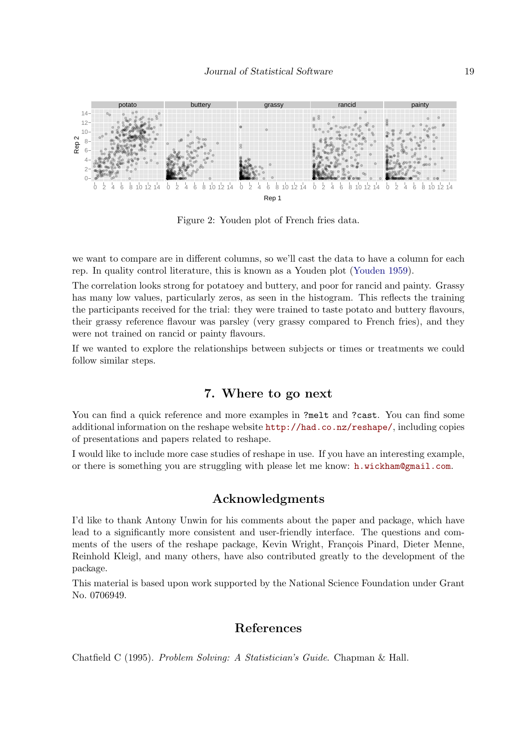Figure 2: Youden plot of French fries data.

we want to compare are in different columns, so we'll cast the data to have a column for each rep. In quality control literature, this is known as a Youden plot (Youden 1959).

The correlation looks strong for potatoey and buttery, and poor for rancid and painty. Grassy has many low values, particularly zeros, as seen in the histogram. This reflects the training the participants received for the trial: they were trained to taste potato and buttery flavours, their grassy reference flavour was parsley (very grassy compared to French fries), and they were not trained on rancid or painty flavours.

If we wanted to explore the relationships between subjects or times or treatments we could follow similar steps.

# 7. Where to go next

You can find a quick reference and more examples in `?melt` and `?cast`. You can find some additional information on the reshape website `http://had.co.nz/reshape/`, including copies of presentations and papers related to reshape.

I would like to include more case studies of reshape in use. If you have an interesting example, or there is something you are struggling with please let me know: `h.wickham@gmail.com`.

# Acknowledgments

I'd like to thank Antony Unwin for his comments about the paper and package, which have lead to a significantly more consistent and user-friendly interface. The questions and comments of the users of the reshape package, Kevin Wright, François Pinard, Dieter Menne, Reinhold Kleigl, and many others, have also contributed greatly to the development of the package.

This material is based upon work supported by the National Science Foundation under Grant No. 0706949.

# References

Chatfield C (1995). *Problem Solving: A Statistician's Guide*. Chapman & Hall.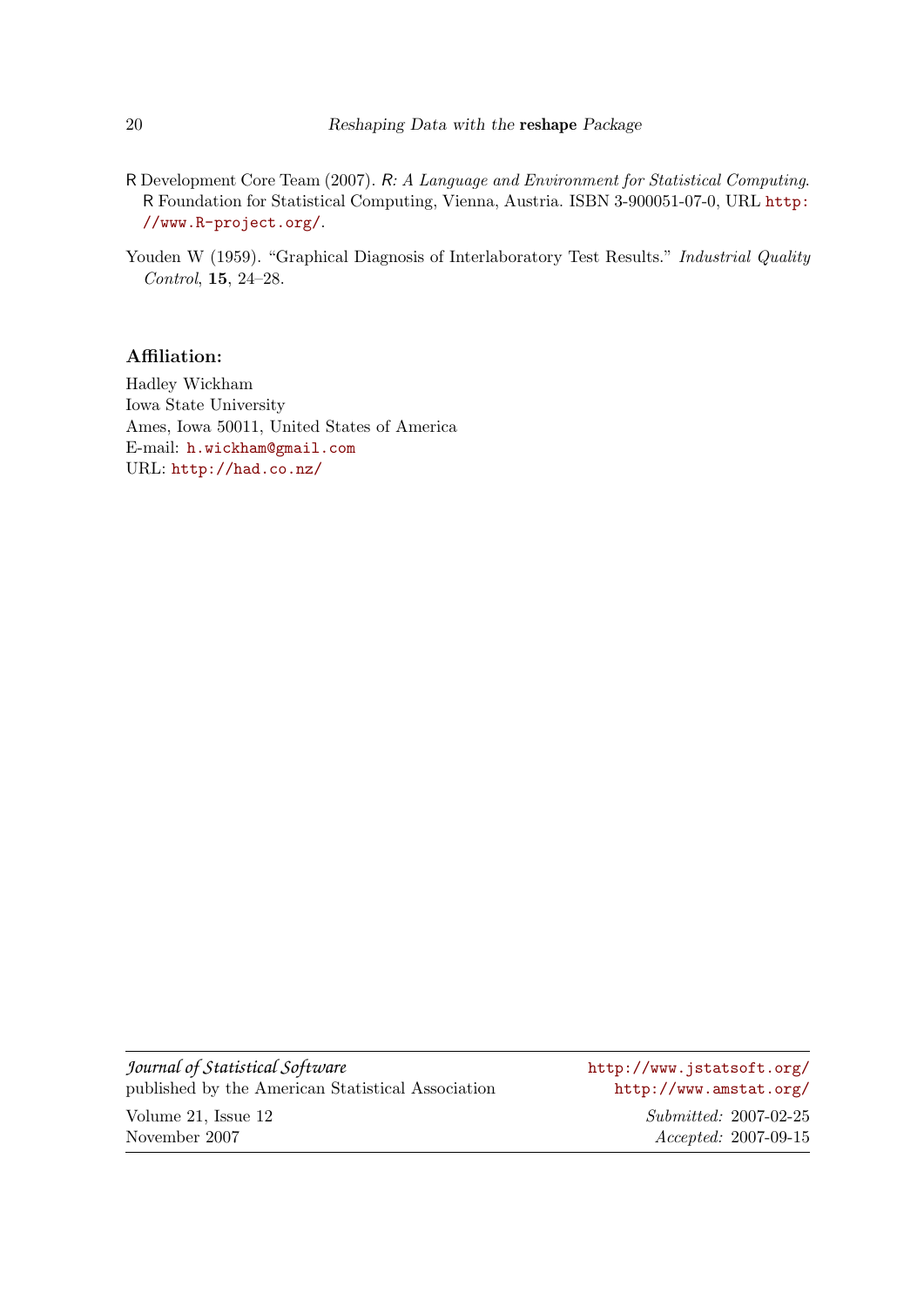R Development Core Team (2007). *R: A Language and Environment for Statistical Computing*. R Foundation for Statistical Computing, Vienna, Austria. ISBN 3-900051-07-0, URL http://www.R-project.org/.

Youden W (1959). "Graphical Diagnosis of Interlaboratory Test Results." *Industrial Quality Control*, **15**, 24–28.

**Affiliation:**

Hadley Wickham
Iowa State University
Ames, Iowa 50011, United States of America
E-mail: h.wickham@gmail.com
URL: http://had.co.nz/

*Journal of Statistical Software* http://www.jstatsoft.org/
published by the American Statistical Association http://www.amstat.org/
Volume 21, Issue 12 *Submitted:* 2007-02-25
November 2007 *Accepted:* 2007-09-15